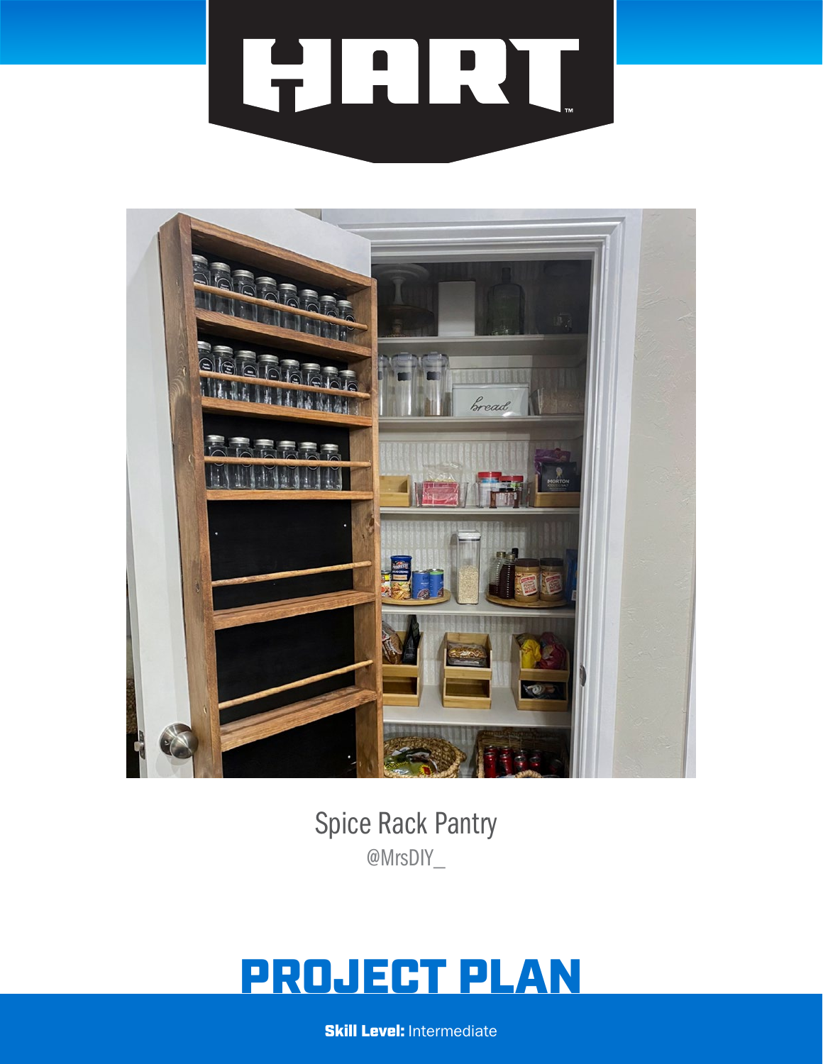# HART

Spice Rack Pantry

@MrsDIY_

## PROJECT PLAN

**Skill Level:** Intermediate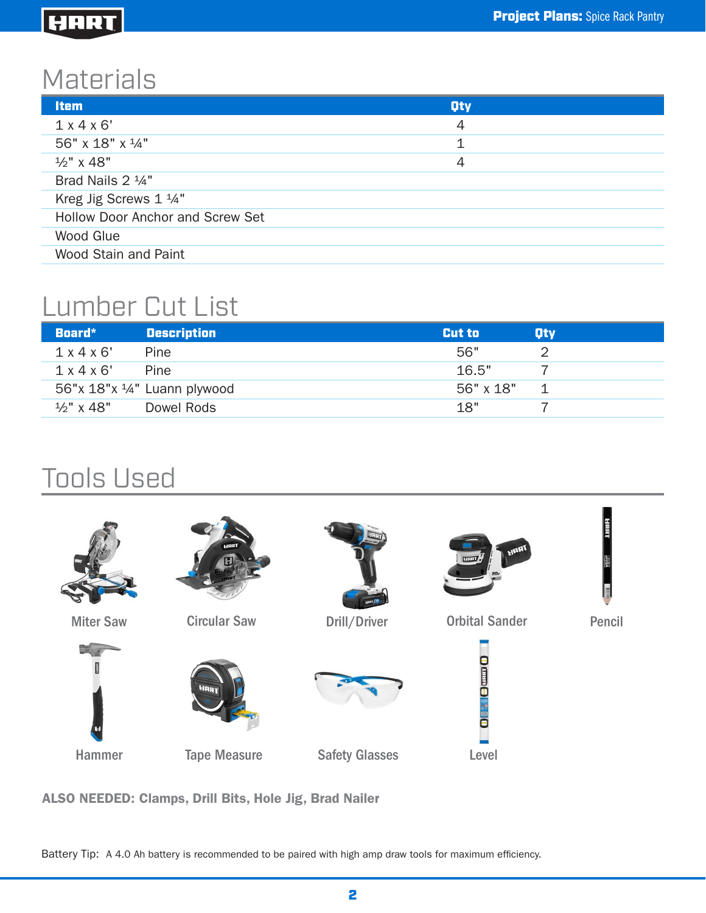# Materials

| Item | Qty |
|---|---|
| 1 x 4 x 6' | 4 |
| 56" x 18" x ¼" | 1 |
| ½" x 48" | 4 |
| Brad Nails 2 ¼" | |
| Kreg Jig Screws 1 ¼" | |
| Hollow Door Anchor and Screw Set | |
| Wood Glue | |
| Wood Stain and Paint | |

# Lumber Cut List

| Board* | Description | Cut to | Qty |
|---|---|---|---|
| 1 x 4 x 6' | Pine | 56" | 2 |
| 1 x 4 x 6' | Pine | 16.5" | 7 |
| 56"x 18"x ¼" | Luann plywood | 56" x 18" | 1 |
| ½" x 48" | Dowel Rods | 18" | 7 |

# Tools Used

Miter Saw

Circular Saw

Drill/Driver

Orbital Sander

Pencil

Hammer

Tape Measure

Safety Glasses

Level

**ALSO NEEDED: Clamps, Drill Bits, Hole Jig, Brad Nailer**

Battery Tip: A 4.0 Ah battery is recommended to be paired with high amp draw tools for maximum efficiency.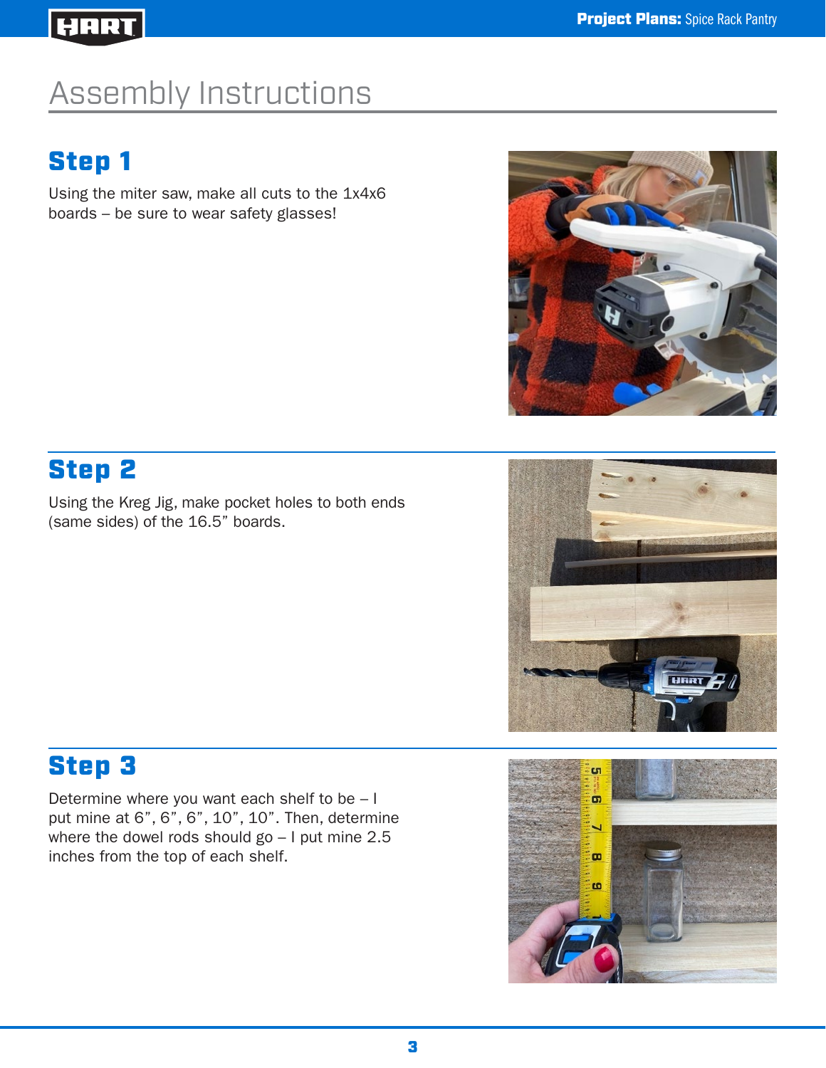# Assembly Instructions

## Step 1

Using the miter saw, make all cuts to the 1x4x6 boards – be sure to wear safety glasses!

## Step 2

Using the Kreg Jig, make pocket holes to both ends (same sides) of the 16.5” boards.

## Step 3

Determine where you want each shelf to be – I put mine at 6”, 6”, 6”, 10”, 10”. Then, determine where the dowel rods should go – I put mine 2.5 inches from the top of each shelf.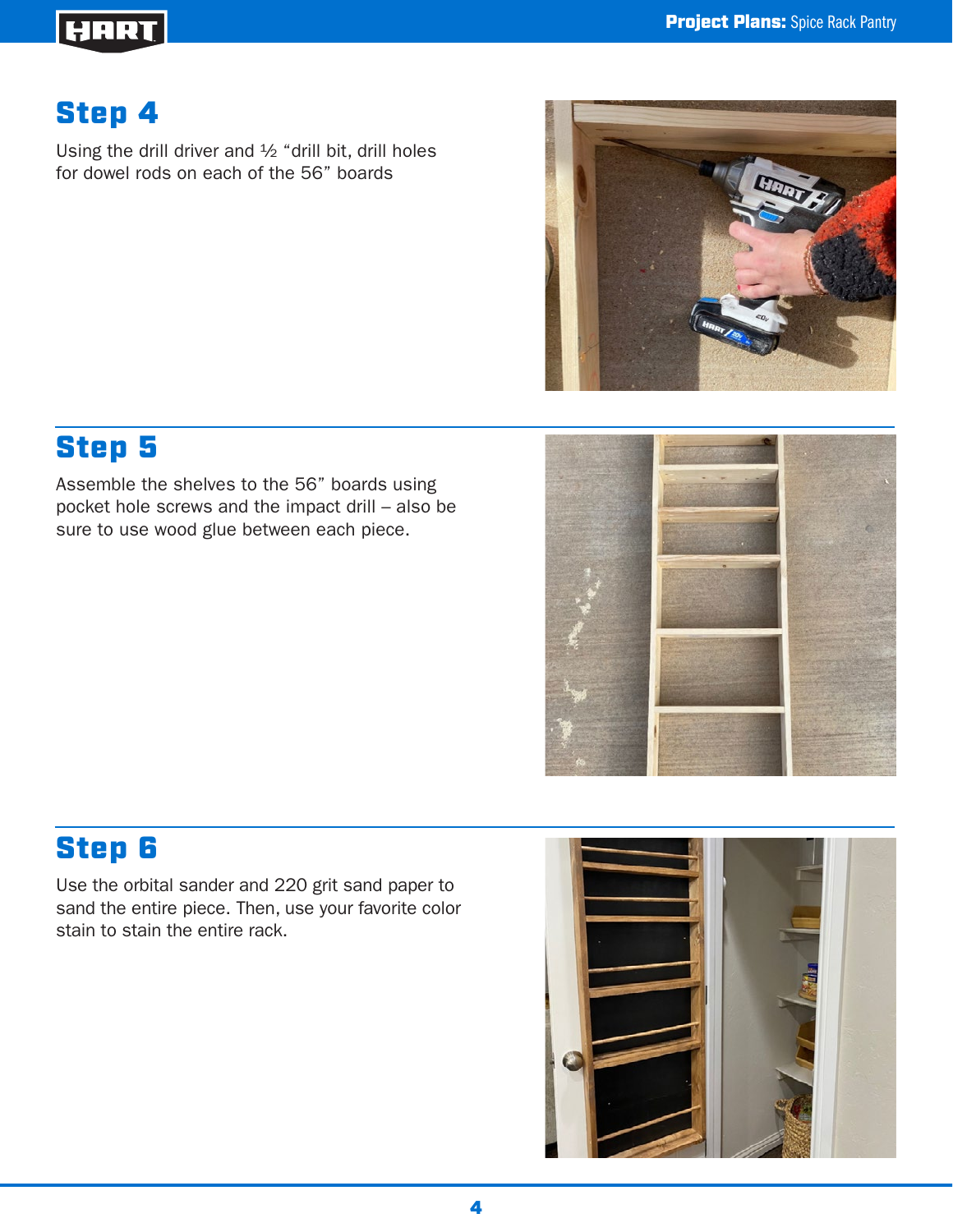## Step 4

Using the drill driver and ½ "drill bit, drill holes for dowel rods on each of the 56" boards

## Step 5

Assemble the shelves to the 56" boards using pocket hole screws and the impact drill – also be sure to use wood glue between each piece.

## Step 6

Use the orbital sander and 220 grit sand paper to sand the entire piece. Then, use your favorite color stain to stain the entire rack.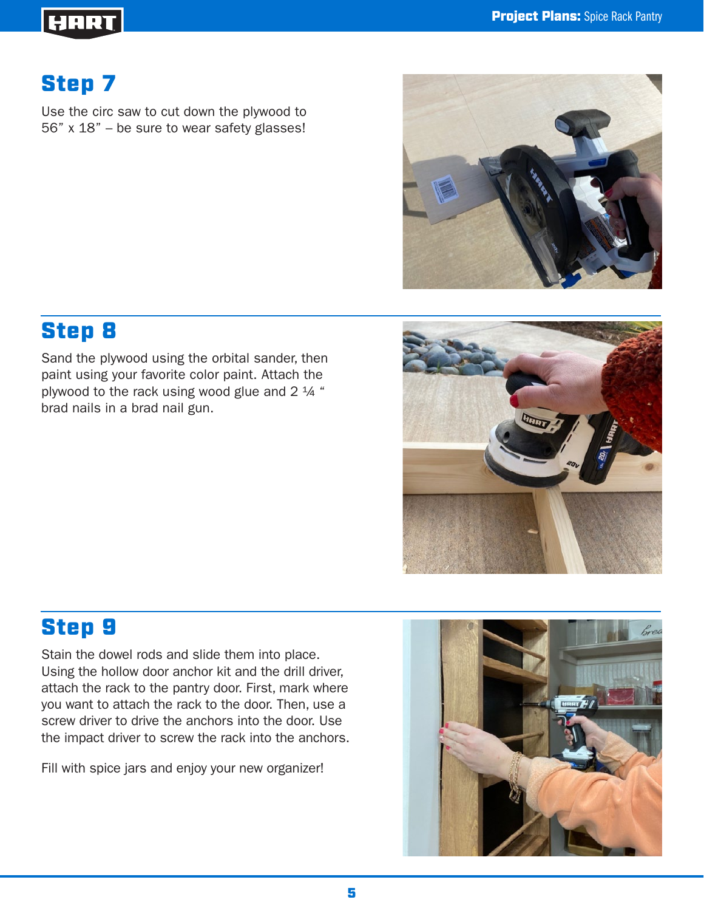## Step 7

Use the circ saw to cut down the plywood to 56" x 18" – be sure to wear safety glasses!

## Step 8

Sand the plywood using the orbital sander, then paint using your favorite color paint. Attach the plywood to the rack using wood glue and 2 ¼ " brad nails in a brad nail gun.

## Step 9

Stain the dowel rods and slide them into place. Using the hollow door anchor kit and the drill driver, attach the rack to the pantry door. First, mark where you want to attach the rack to the door. Then, use a screw driver to drive the anchors into the door. Use the impact driver to screw the rack into the anchors.

Fill with spice jars and enjoy your new organizer!